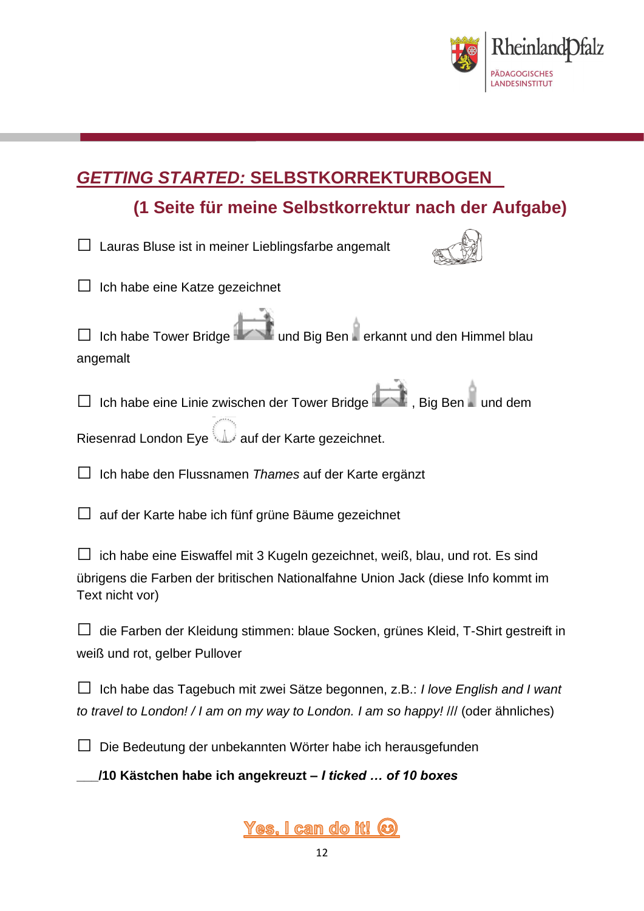# *GETTING STARTED:* SELBSTKORREKTURBOGEN

## (1 Seite für meine Selbstkorrektur nach der Aufgabe)

☐ Lauras Bluse ist in meiner Lieblingsfarbe angemalt

☐ Ich habe eine Katze gezeichnet

☐ Ich habe Tower Bridge und Big Ben erkannt und den Himmel blau angemalt

☐ Ich habe eine Linie zwischen der Tower Bridge, Big Ben und dem Riesenrad London Eye auf der Karte gezeichnet.

☐ Ich habe den Flussnamen *Thames* auf der Karte ergänzt

☐ auf der Karte habe ich fünf grüne Bäume gezeichnet

☐ ich habe eine Eiswaffel mit 3 Kugeln gezeichnet, weiß, blau, und rot. Es sind übrigens die Farben der britischen Nationalfahne Union Jack (diese Info kommt im Text nicht vor)

☐ die Farben der Kleidung stimmen: blaue Socken, grünes Kleid, T-Shirt gestreift in weiß und rot, gelber Pullover

☐ Ich habe das Tagebuch mit zwei Sätze begonnen, z.B.: *I love English and I want to travel to London! / I am on my way to London. I am so happy! ///* (oder ähnliches)

☐ Die Bedeutung der unbekannten Wörter habe ich herausgefunden

**___/10 Kästchen habe ich angekreuzt – *I ticked … of 10 boxes***

Yes, I can do it! 😊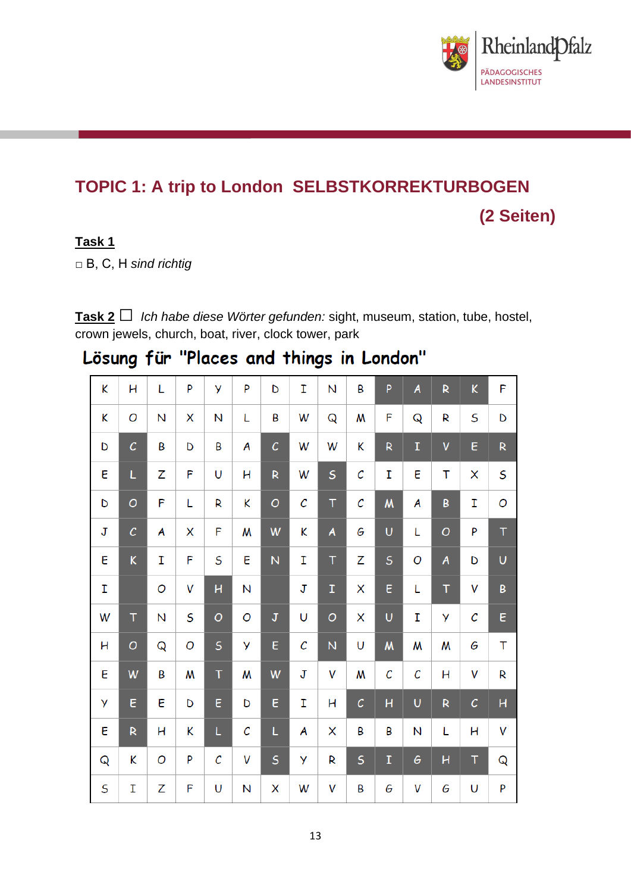# TOPIC 1: A trip to London SELBSTKORREKTURBOGEN

**(2 Seiten)**

**Task 1**

□ B, C, H *sind richtig*

**Task 2** ☐ *Ich habe diese Wörter gefunden:* sight, museum, station, tube, hostel, crown jewels, church, boat, river, clock tower, park

## Lösung für "Places and things in London"

| | | | | | | | | | | | | | | |
|---|---|---|---|---|---|---|---|---|---|---|---|---|---|---|
| K | H | L | P | Y | P | D | I | N | B | P | A | R | K | F |
| K | O | N | X | N | L | B | W | Q | M | F | Q | R | S | D |
| D | C | B | D | B | A | C | W | W | K | R | I | V | E | R |
| E | L | Z | F | U | H | R | W | S | C | I | E | T | X | S |
| D | O | F | L | R | K | O | C | T | C | M | A | B | I | O |
| J | C | A | X | F | M | W | K | A | G | U | L | O | P | T |
| E | K | I | F | S | E | N | I | T | Z | S | O | A | D | U |
| I | | O | V | H | N | | J | I | X | E | L | T | V | B |
| W | T | N | S | O | O | J | U | O | X | U | I | Y | C | E |
| H | O | Q | O | S | Y | E | C | N | U | M | M | M | G | T |
| E | W | B | M | T | M | W | J | V | M | C | C | H | V | R |
| Y | E | E | D | E | D | E | I | H | C | H | U | R | C | H |
| E | R | H | K | L | C | L | A | X | B | B | N | L | H | V |
| Q | K | O | P | C | V | S | Y | R | S | I | G | H | T | Q |
| S | I | Z | F | U | N | X | W | V | B | G | V | G | U | P |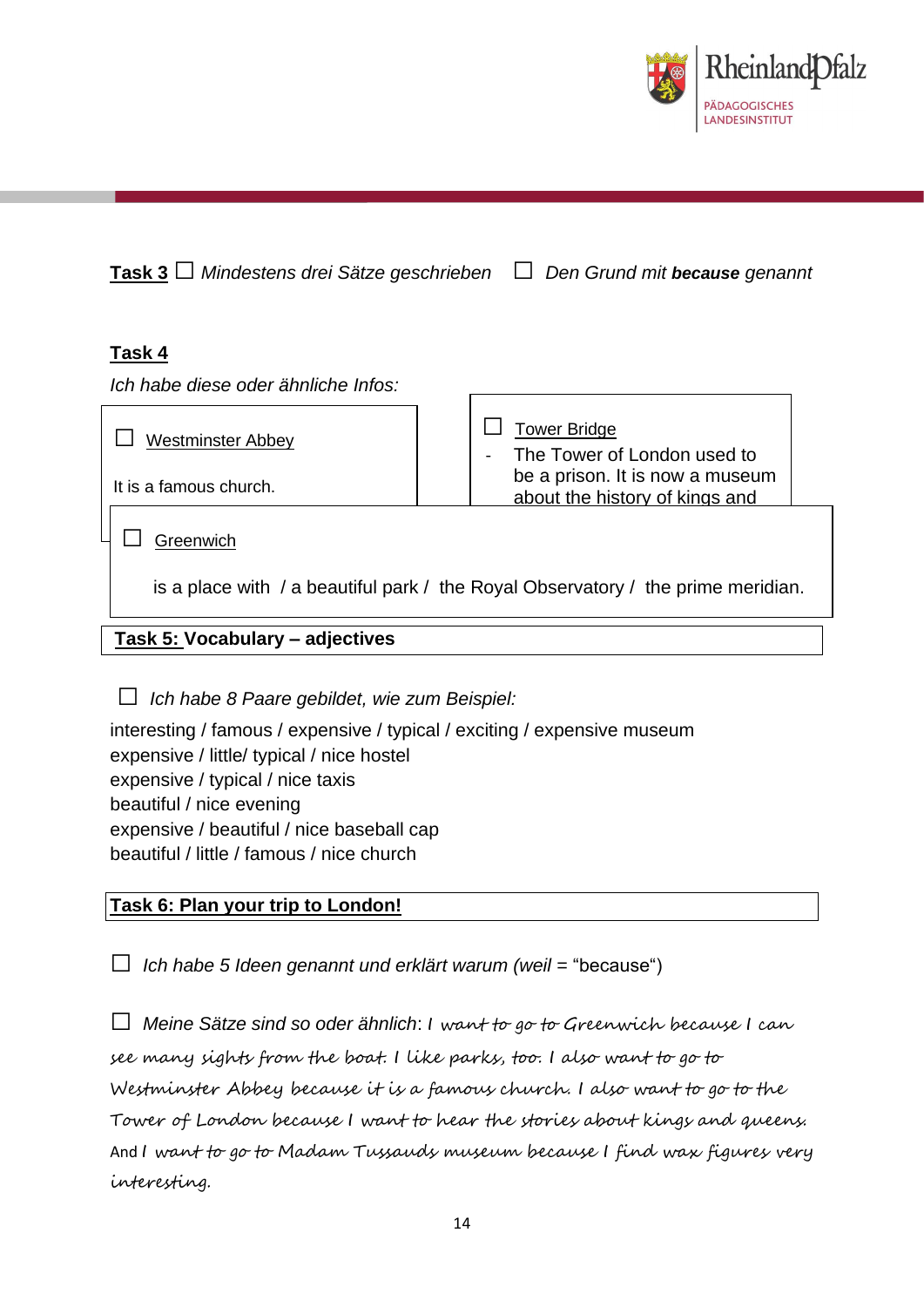**Task 3** ☐ *Mindestens drei Sätze geschrieben* ☐ *Den Grund mit **because** genannt*

**Task 4**

*Ich habe diese oder ähnliche Infos:*

☐ Westminster Abbey

It is a famous church.

☐ Tower Bridge

- The Tower of London used to be a prison. It is now a museum about the history of kings and

☐ Greenwich

is a place with / a beautiful park / the Royal Observatory / the prime meridian.

**Task 5: Vocabulary – adjectives**

☐ *Ich habe 8 Paare gebildet, wie zum Beispiel:*

interesting / famous / expensive / typical / exciting / expensive museum
expensive / little/ typical / nice hostel
expensive / typical / nice taxis
beautiful / nice evening
expensive / beautiful / nice baseball cap
beautiful / little / famous / nice church

**Task 6: Plan your trip to London!**

☐ *Ich habe 5 Ideen genannt und erklärt warum (weil* = "because")

☐ *Meine Sätze sind so oder ähnlich*: I want to go to Greenwich because I can see many sights from the boat. I like parks, too. I also want to go to Westminster Abbey because it is a famous church. I also want to go to the Tower of London because I want to hear the stories about kings and queens. And I want to go to Madam Tussauds museum because I find wax figures very interesting.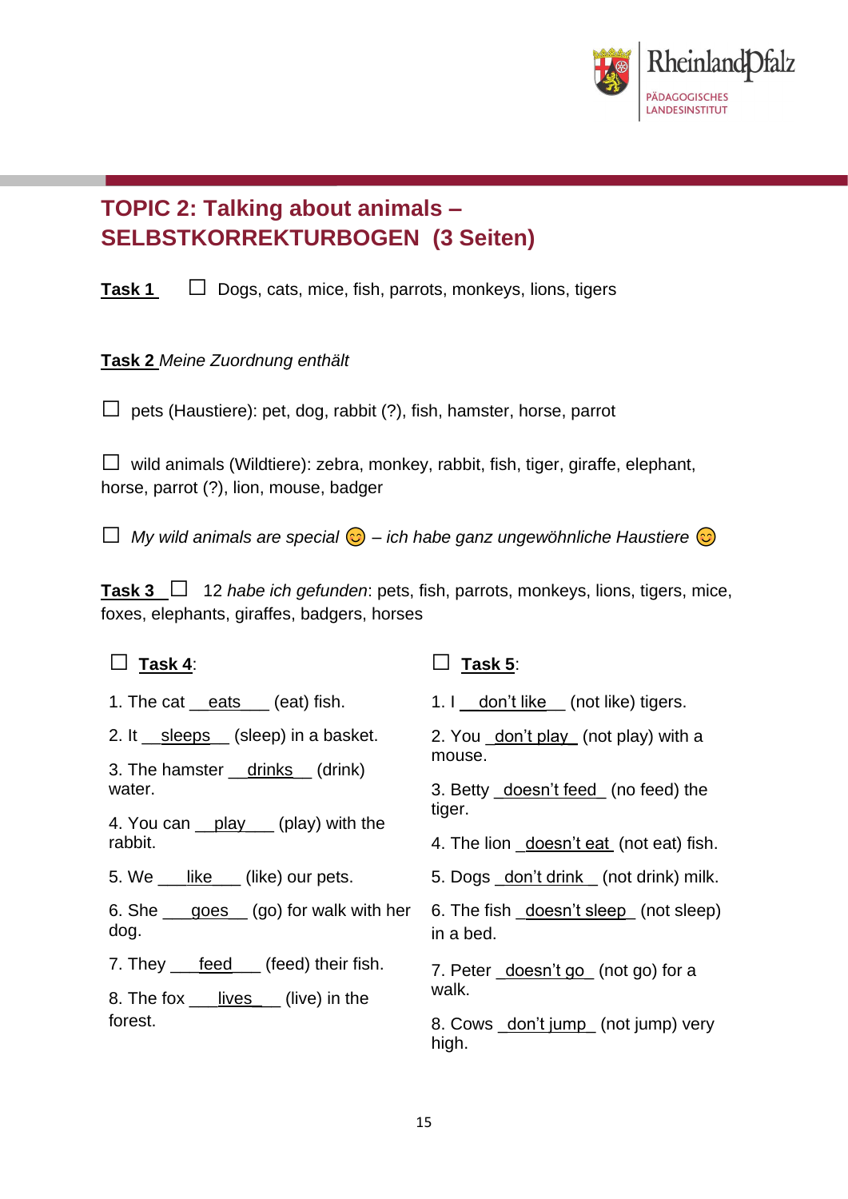# TOPIC 2: Talking about animals – SELBSTKORREKTURBOGEN (3 Seiten)

**Task 1** ☐ Dogs, cats, mice, fish, parrots, monkeys, lions, tigers

**Task 2** *Meine Zuordnung enthält*

☐ pets (Haustiere): pet, dog, rabbit (?), fish, hamster, horse, parrot

☐ wild animals (Wildtiere): zebra, monkey, rabbit, fish, tiger, giraffe, elephant, horse, parrot (?), lion, mouse, badger

☐ *My wild animals are special* 😊 *– ich habe ganz ungewöhnliche Haustiere* 😊

**Task 3** ☐ 12 *habe ich gefunden*: pets, fish, parrots, monkeys, lions, tigers, mice, foxes, elephants, giraffes, badgers, horses

☐ **Task 4**:

1. The cat __eats___ (eat) fish.
2. It __sleeps__ (sleep) in a basket.
3. The hamster __drinks__ (drink) water.
4. You can __play___ (play) with the rabbit.
5. We ___like___ (like) our pets.
6. She ___goes__ (go) for walk with her dog.
7. They ___feed___ (feed) their fish.
8. The fox ___lives__ (live) in the forest.

☐ **Task 5**:

1. I __don't like__ (not like) tigers.
2. You _don't play_ (not play) with a mouse.
3. Betty _doesn't feed_ (no feed) the tiger.
4. The lion _doesn't eat_ (not eat) fish.
5. Dogs _don't drink_ (not drink) milk.
6. The fish _doesn't sleep_ (not sleep) in a bed.
7. Peter _doesn't go_ (not go) for a walk.
8. Cows _don't jump_ (not jump) very high.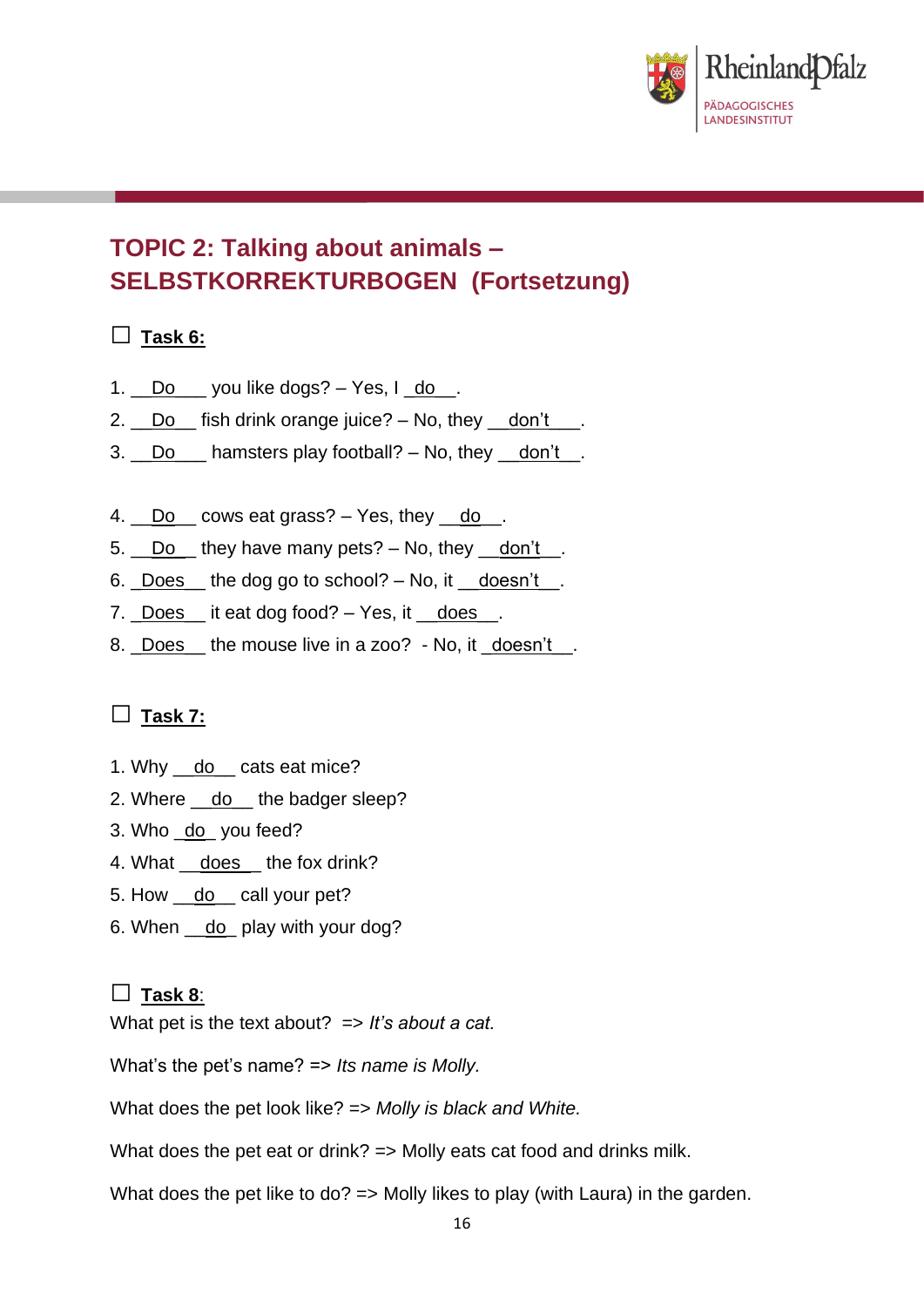## TOPIC 2: Talking about animals – SELBSTKORREKTURBOGEN (Fortsetzung)

☐ **Task 6:**

1. \_\_Do\_\_\_ you like dogs? – Yes, I \_do\_\_.
2. \_\_Do\_\_ fish drink orange juice? – No, they \_\_don't\_\_\_.
3. \_\_Do\_\_\_ hamsters play football? – No, they \_\_don't\_\_.

4. \_\_Do\_\_ cows eat grass? – Yes, they \_\_do\_\_.
5. \_\_Do\_\_ they have many pets? – No, they \_\_don't\_\_.
6. \_Does\_\_ the dog go to school? – No, it \_\_doesn't\_\_.
7. \_Does\_\_ it eat dog food? – Yes, it \_\_does\_\_.
8. \_Does\_\_ the mouse live in a zoo? - No, it \_doesn't\_\_.

☐ **Task 7:**

1. Why \_\_do\_\_ cats eat mice?
2. Where \_\_do\_\_ the badger sleep?
3. Who \_do\_ you feed?
4. What \_\_does\_\_ the fox drink?
5. How \_\_do\_\_ call your pet?
6. When \_\_do\_ play with your dog?

☐ **Task 8**:

What pet is the text about? => *It's about a cat.*

What's the pet's name? => *Its name is Molly.*

What does the pet look like? => *Molly is black and White.*

What does the pet eat or drink? => Molly eats cat food and drinks milk.

What does the pet like to do? => Molly likes to play (with Laura) in the garden.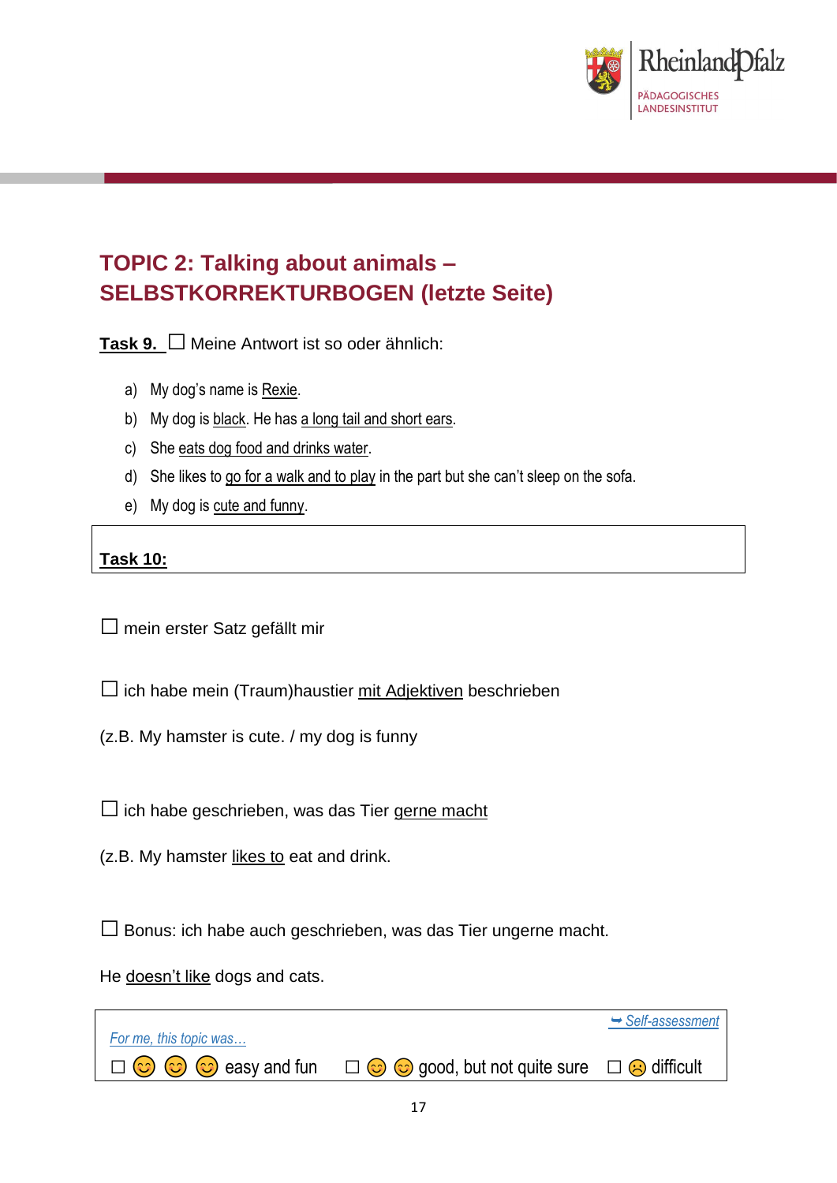## TOPIC 2: Talking about animals – SELBSTKORREKTURBOGEN (letzte Seite)

**Task 9.** ☐ Meine Antwort ist so oder ähnlich:

a) My dog's name is Rexie.
b) My dog is black. He has a long tail and short ears.
c) She eats dog food and drinks water.
d) She likes to go for a walk and to play in the part but she can't sleep on the sofa.
e) My dog is cute and funny.

**Task 10:**

☐ mein erster Satz gefällt mir

☐ ich habe mein (Traum)haustier mit Adjektiven beschrieben

(z.B. My hamster is cute. / my dog is funny

☐ ich habe geschrieben, was das Tier gerne macht

(z.B. My hamster likes to eat and drink.

☐ Bonus: ich habe auch geschrieben, was das Tier ungerne macht.

He doesn't like dogs and cats.

*➥ Self-assessment*

*For me, this topic was…*

☐ 😊 😊 😊 easy and fun ☐ 😊 😊 good, but not quite sure ☐ ☹ difficult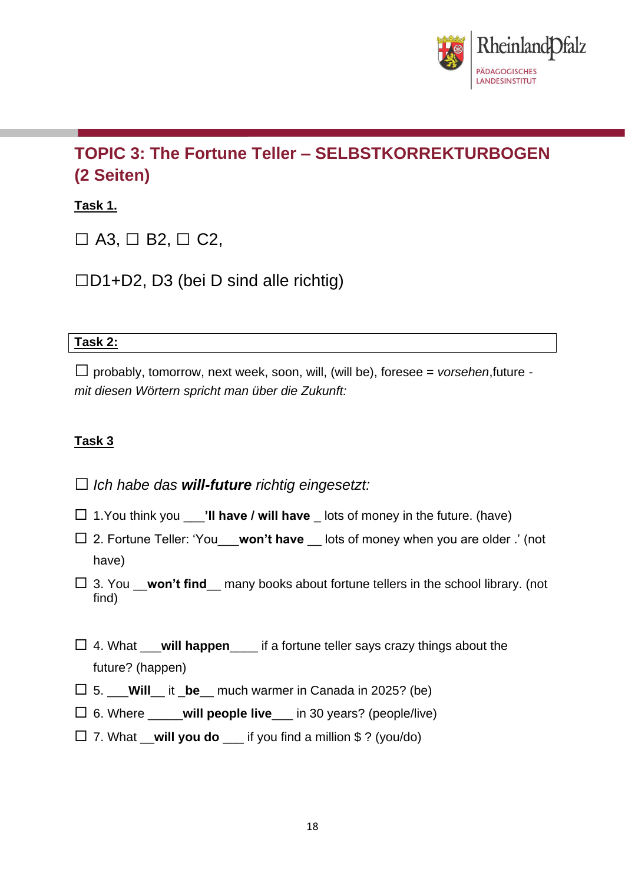## TOPIC 3: The Fortune Teller – SELBSTKORREKTURBOGEN (2 Seiten)

**Task 1.**

☐ A3, ☐ B2, ☐ C2,

☐D1+D2, D3 (bei D sind alle richtig)

**Task 2:**

☐ probably, tomorrow, next week, soon, will, (will be), foresee = *vorsehen*,future - *mit diesen Wörtern spricht man über die Zukunft:*

**Task 3**

☐ *Ich habe das **will-future** richtig eingesetzt:*

☐ 1.You think you ___**'ll have / will have** _ lots of money in the future. (have)

☐ 2. Fortune Teller: 'You___**won't have** __ lots of money when you are older .' (not have)

☐ 3. You __**won't find**__ many books about fortune tellers in the school library. (not find)

☐ 4. What ___**will happen**____ if a fortune teller says crazy things about the future? (happen)

☐ 5. ___**Will**__ it _**be**__ much warmer in Canada in 2025? (be)

☐ 6. Where _____**will people live**___ in 30 years? (people/live)

☐ 7. What __**will you do** ___ if you find a million $ ? (you/do)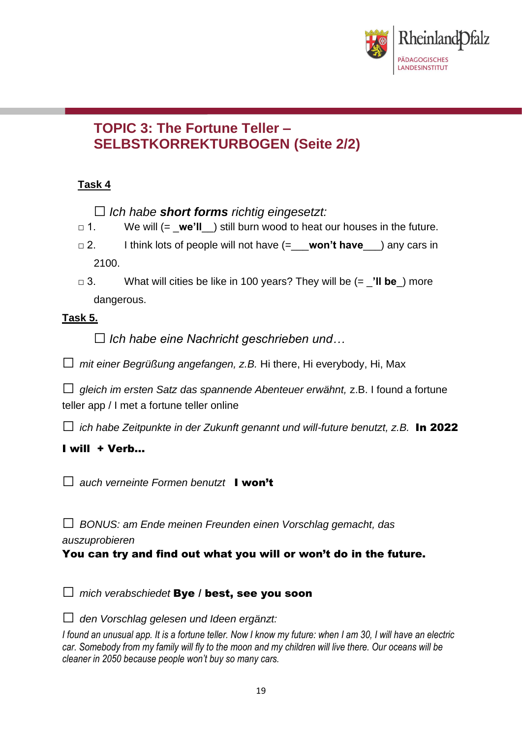## TOPIC 3: The Fortune Teller – SELBSTKORREKTURBOGEN (Seite 2/2)

**Task 4**

☐ *Ich habe **short forms** richtig eingesetzt:*

□ 1. We will (= _**we'll**__) still burn wood to heat our houses in the future.

□ 2. I think lots of people will not have (=___**won't have**___) any cars in 2100.

□ 3. What will cities be like in 100 years? They will be (= _**'ll be**_) more dangerous.

**Task 5.**

☐ *Ich habe eine Nachricht geschrieben und…*

☐ *mit einer Begrüßung angefangen, z.B.* Hi there, Hi everybody, Hi, Max

☐ *gleich im ersten Satz das spannende Abenteuer erwähnt,* z.B. I found a fortune teller app / I met a fortune teller online

☐ *ich habe Zeitpunkte in der Zukunft genannt und will-future benutzt, z.B.* **In 2022 I will + Verb…**

☐ *auch verneinte Formen benutzt* **I won't**

☐ *BONUS: am Ende meinen Freunden einen Vorschlag gemacht, das auszuprobieren*
**You can try and find out what you will or won't do in the future.**

☐ *mich verabschiedet* **Bye / best, see you soon**

☐ *den Vorschlag gelesen und Ideen ergänzt:*

*I found an unusual app. It is a fortune teller. Now I know my future: when I am 30, I will have an electric car. Somebody from my family will fly to the moon and my children will live there. Our oceans will be cleaner in 2050 because people won't buy so many cars.*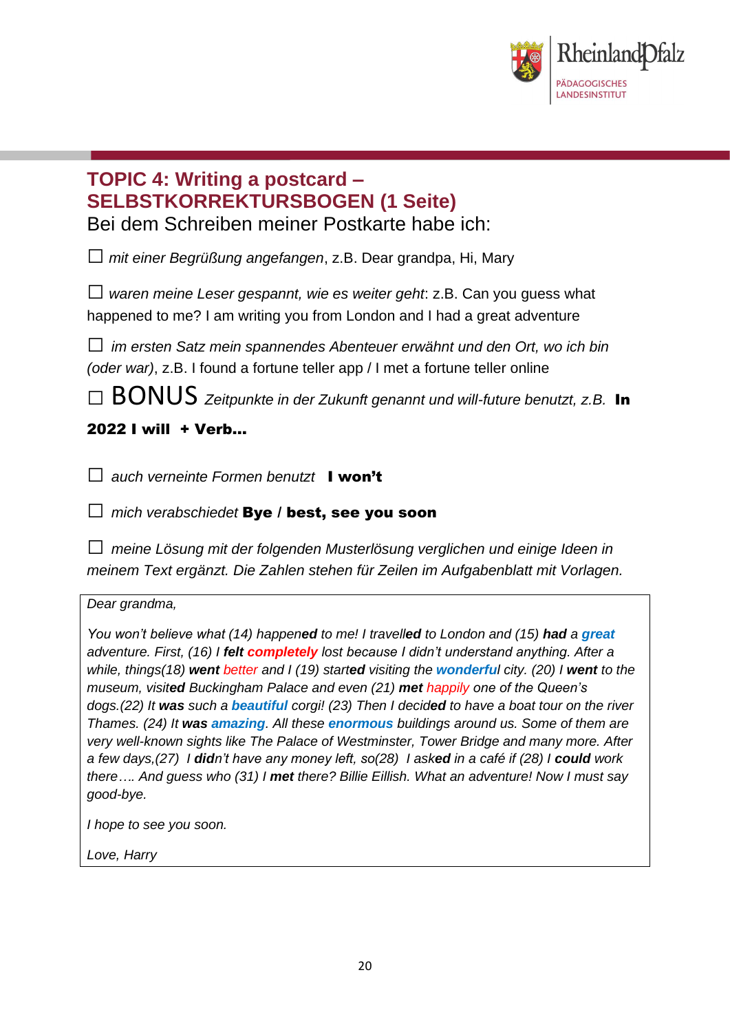## TOPIC 4: Writing a postcard – SELBSTKORREKTURSBOGEN (1 Seite)

Bei dem Schreiben meiner Postkarte habe ich:

☐ *mit einer Begrüßung angefangen*, z.B. Dear grandpa, Hi, Mary

☐ *waren meine Leser gespannt, wie es weiter geht*: z.B. Can you guess what happened to me? I am writing you from London and I had a great adventure

☐ *im ersten Satz mein spannendes Abenteuer erwähnt und den Ort, wo ich bin (oder war)*, z.B. I found a fortune teller app / I met a fortune teller online

☐ BONUS *Zeitpunkte in der Zukunft genannt und will-future benutzt, z.B.* **In 2022 I will + Verb…**

☐ *auch verneinte Formen benutzt* **I won't**

☐ *mich verabschiedet* **Bye / best, see you soon**

☐ *meine Lösung mit der folgenden Musterlösung verglichen und einige Ideen in meinem Text ergänzt. Die Zahlen stehen für Zeilen im Aufgabenblatt mit Vorlagen.*

> *Dear grandma,*
>
> *You won't believe what (14) happen**ed** to me! I travell**ed** to London and (15) **had** a **great** adventure. First, (16) I **felt** **completely** lost because I didn't understand anything. After a while, things(18) **went** better and I (19) start**ed** visiting the **wonderful** city. (20) I **went** to the museum, visit**ed** Buckingham Palace and even (21) **met** happily one of the Queen's dogs.(22) It **was** such a **beautiful** corgi! (23) Then I decid**ed** to have a boat tour on the river Thames. (24) It **was** **amazing**. All these **enormous** buildings around us. Some of them are very well-known sights like The Palace of Westminster, Tower Bridge and many more. After a few days,(27) I **did**n't have any money left, so(28) I ask**ed** in a café if (28) I **could** work there…. And guess who (31) I **met** there? Billie Eillish. What an adventure! Now I must say good-bye.*
>
> *I hope to see you soon.*
>
> *Love, Harry*